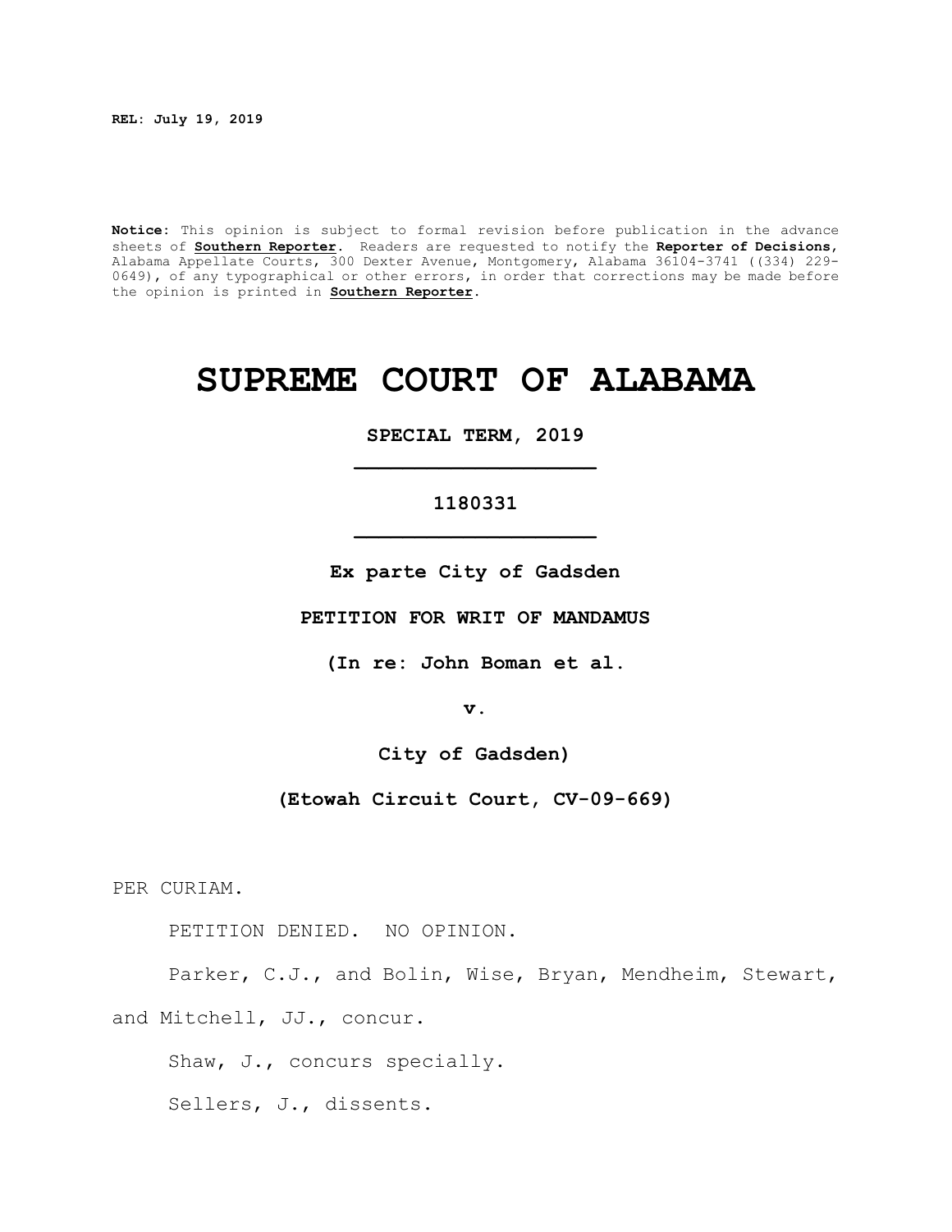**REL: July 19, 2019**

**Notice:** This opinion is subject to formal revision before publication in the advance sheets of **Southern Reporter**. Readers are requested to notify the **Reporter of Decisions**, Alabama Appellate Courts, 300 Dexter Avenue, Montgomery, Alabama 36104-3741 ((334) 229-0649), of any typographical or other errors, in order that corrections may be made before the opinion is printed in **Southern Reporter**.

# SUPREME COURT OF ALABAMA

**SPECIAL TERM, 2019**

**1180331**

**Ex parte City of Gadsden**

**PETITION FOR WRIT OF MANDAMUS**

**(In re: John Boman et al.**

**v.**

**City of Gadsden)**

**(Etowah Circuit Court, CV-09-669)**

PER CURIAM.

PETITION DENIED. NO OPINION.

Parker, C.J., and Bolin, Wise, Bryan, Mendheim, Stewart, and Mitchell, JJ., concur.

Shaw, J., concurs specially.

Sellers, J., dissents.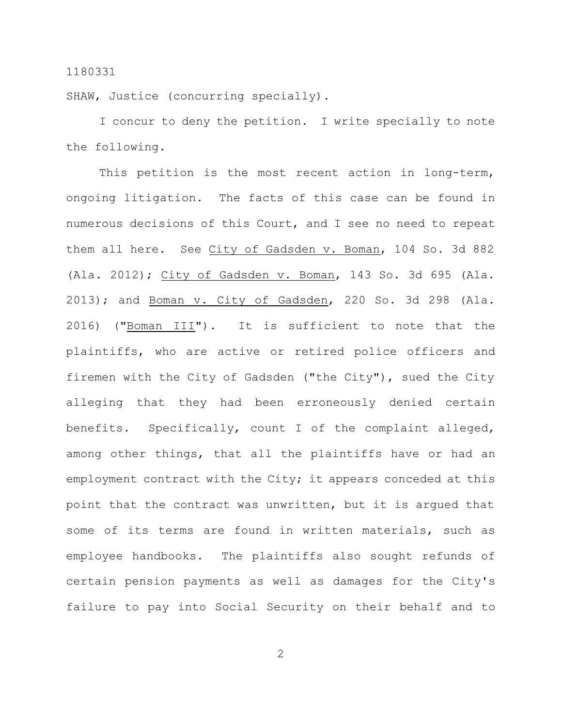1180331

SHAW, Justice (concurring specially).

I concur to deny the petition. I write specially to note the following.

This petition is the most recent action in long-term, ongoing litigation. The facts of this case can be found in numerous decisions of this Court, and I see no need to repeat them all here. See City of Gadsden v. Boman, 104 So. 3d 882 (Ala. 2012); City of Gadsden v. Boman, 143 So. 3d 695 (Ala. 2013); and Boman v. City of Gadsden, 220 So. 3d 298 (Ala. 2016) ("Boman III"). It is sufficient to note that the plaintiffs, who are active or retired police officers and firemen with the City of Gadsden ("the City"), sued the City alleging that they had been erroneously denied certain benefits. Specifically, count I of the complaint alleged, among other things, that all the plaintiffs have or had an employment contract with the City; it appears conceded at this point that the contract was unwritten, but it is argued that some of its terms are found in written materials, such as employee handbooks. The plaintiffs also sought refunds of certain pension payments as well as damages for the City's failure to pay into Social Security on their behalf and to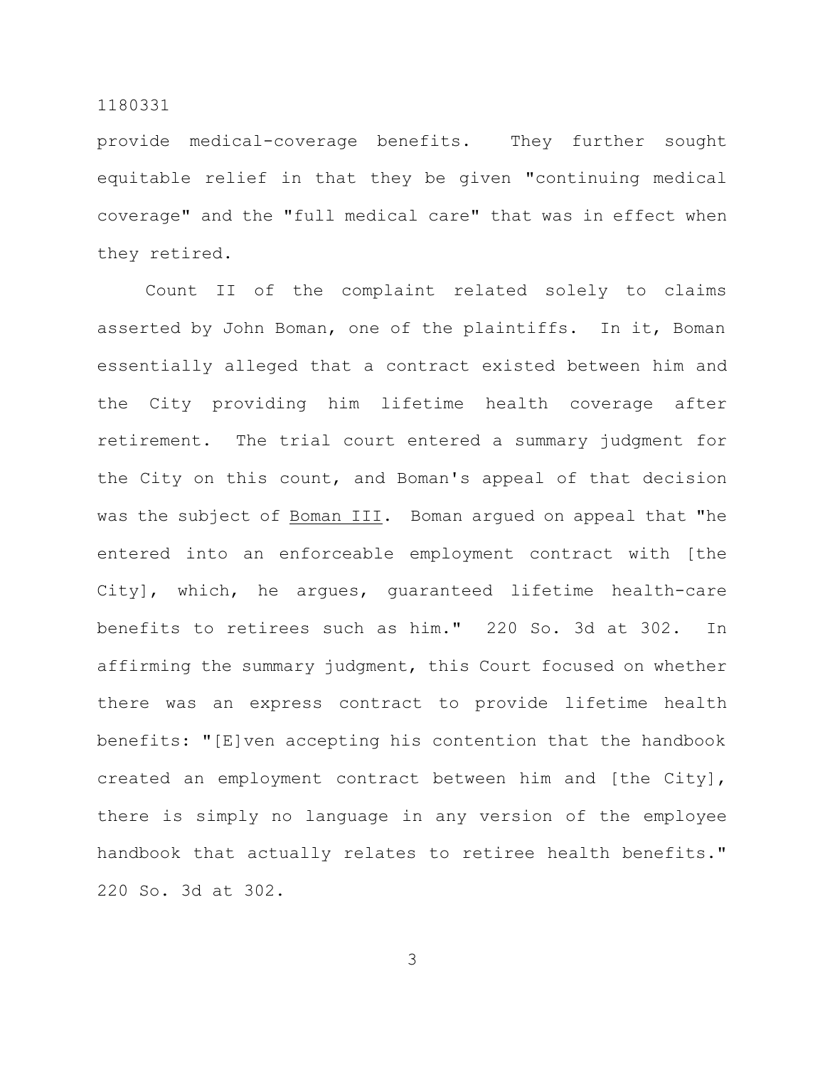provide medical-coverage benefits. They further sought equitable relief in that they be given "continuing medical coverage" and the "full medical care" that was in effect when they retired.

Count II of the complaint related solely to claims asserted by John Boman, one of the plaintiffs. In it, Boman essentially alleged that a contract existed between him and the City providing him lifetime health coverage after retirement. The trial court entered a summary judgment for the City on this count, and Boman's appeal of that decision was the subject of Boman III. Boman argued on appeal that "he entered into an enforceable employment contract with [the City], which, he argues, guaranteed lifetime health-care benefits to retirees such as him." 220 So. 3d at 302. In affirming the summary judgment, this Court focused on whether there was an express contract to provide lifetime health benefits: "[E]ven accepting his contention that the handbook created an employment contract between him and [the City], there is simply no language in any version of the employee handbook that actually relates to retiree health benefits." 220 So. 3d at 302.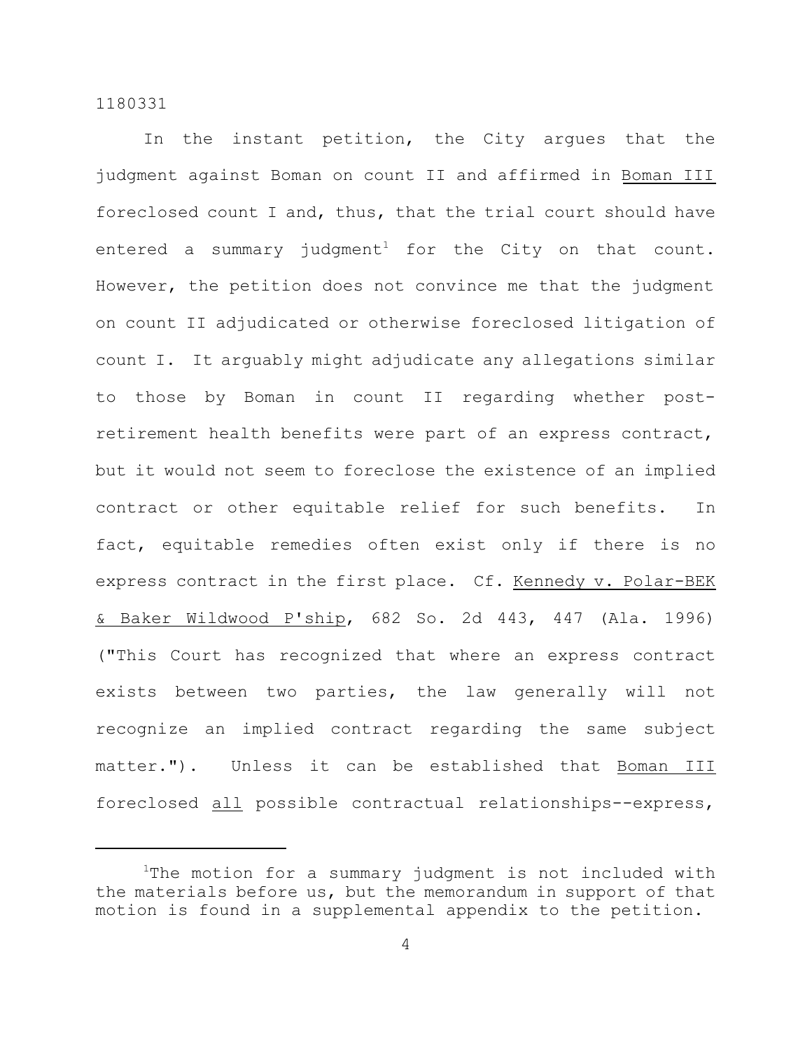In the instant petition, the City argues that the judgment against Boman on count II and affirmed in Boman III foreclosed count I and, thus, that the trial court should have entered a summary judgment[1] for the City on that count. However, the petition does not convince me that the judgment on count II adjudicated or otherwise foreclosed litigation of count I. It arguably might adjudicate any allegations similar to those by Boman in count II regarding whether post-retirement health benefits were part of an express contract, but it would not seem to foreclose the existence of an implied contract or other equitable relief for such benefits. In fact, equitable remedies often exist only if there is no express contract in the first place. Cf. Kennedy v. Polar-BEK & Baker Wildwood P'ship, 682 So. 2d 443, 447 (Ala. 1996) ("This Court has recognized that where an express contract exists between two parties, the law generally will not recognize an implied contract regarding the same subject matter."). Unless it can be established that Boman III foreclosed all possible contractual relationships--express,

---

[1]The motion for a summary judgment is not included with the materials before us, but the memorandum in support of that motion is found in a supplemental appendix to the petition.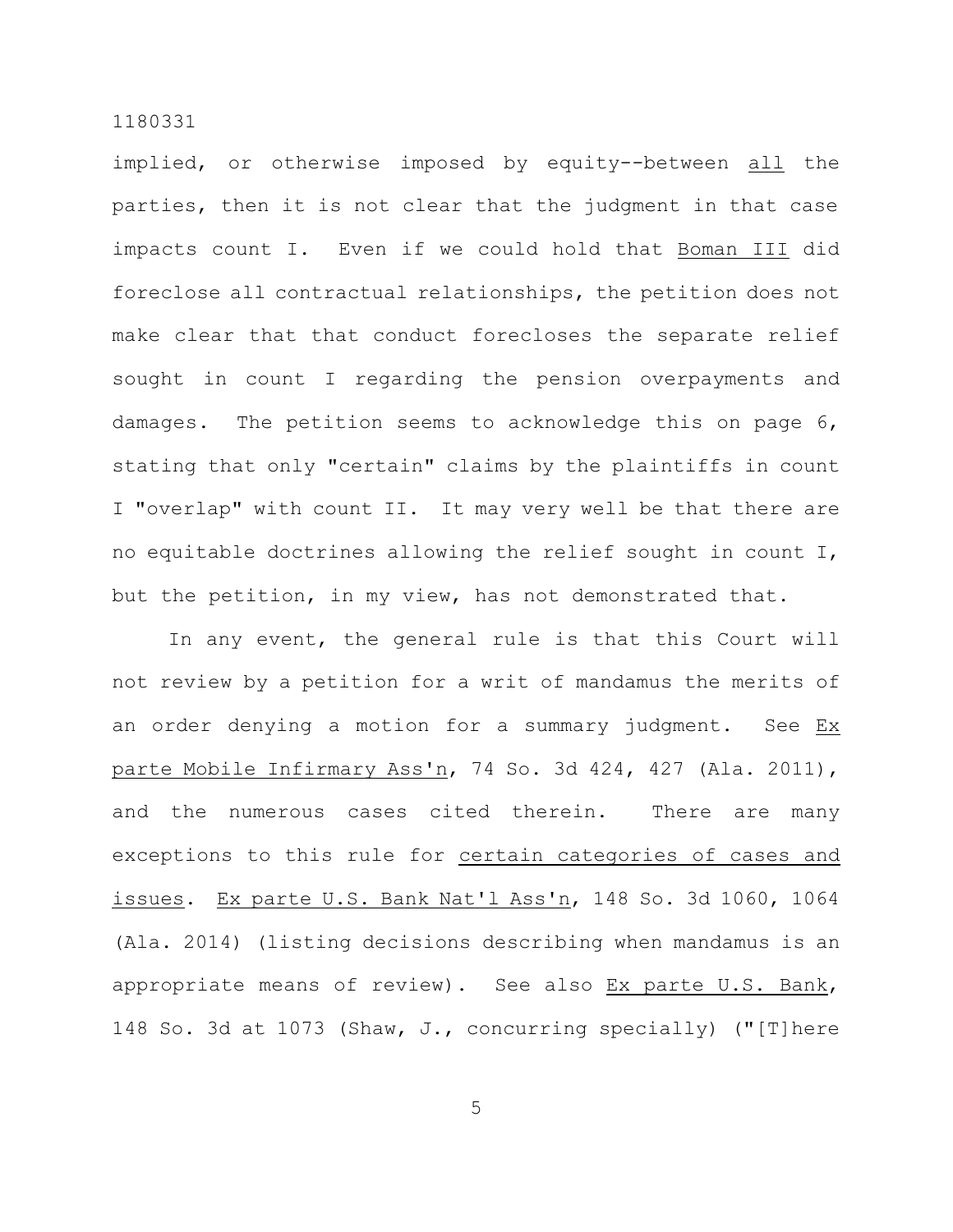implied, or otherwise imposed by equity--between <u>all</u> the parties, then it is not clear that the judgment in that case impacts count I. Even if we could hold that <u>Boman III</u> did foreclose all contractual relationships, the petition does not make clear that that conduct forecloses the separate relief sought in count I regarding the pension overpayments and damages. The petition seems to acknowledge this on page 6, stating that only "certain" claims by the plaintiffs in count I "overlap" with count II. It may very well be that there are no equitable doctrines allowing the relief sought in count I, but the petition, in my view, has not demonstrated that.

In any event, the general rule is that this Court will not review by a petition for a writ of mandamus the merits of an order denying a motion for a summary judgment. See <u>Ex parte Mobile Infirmary Ass'n</u>, 74 So. 3d 424, 427 (Ala. 2011), and the numerous cases cited therein. There are many exceptions to this rule for <u>certain categories of cases and issues</u>. <u>Ex parte U.S. Bank Nat'l Ass'n</u>, 148 So. 3d 1060, 1064 (Ala. 2014) (listing decisions describing when mandamus is an appropriate means of review). See also <u>Ex parte U.S. Bank</u>, 148 So. 3d at 1073 (Shaw, J., concurring specially) ("[T]here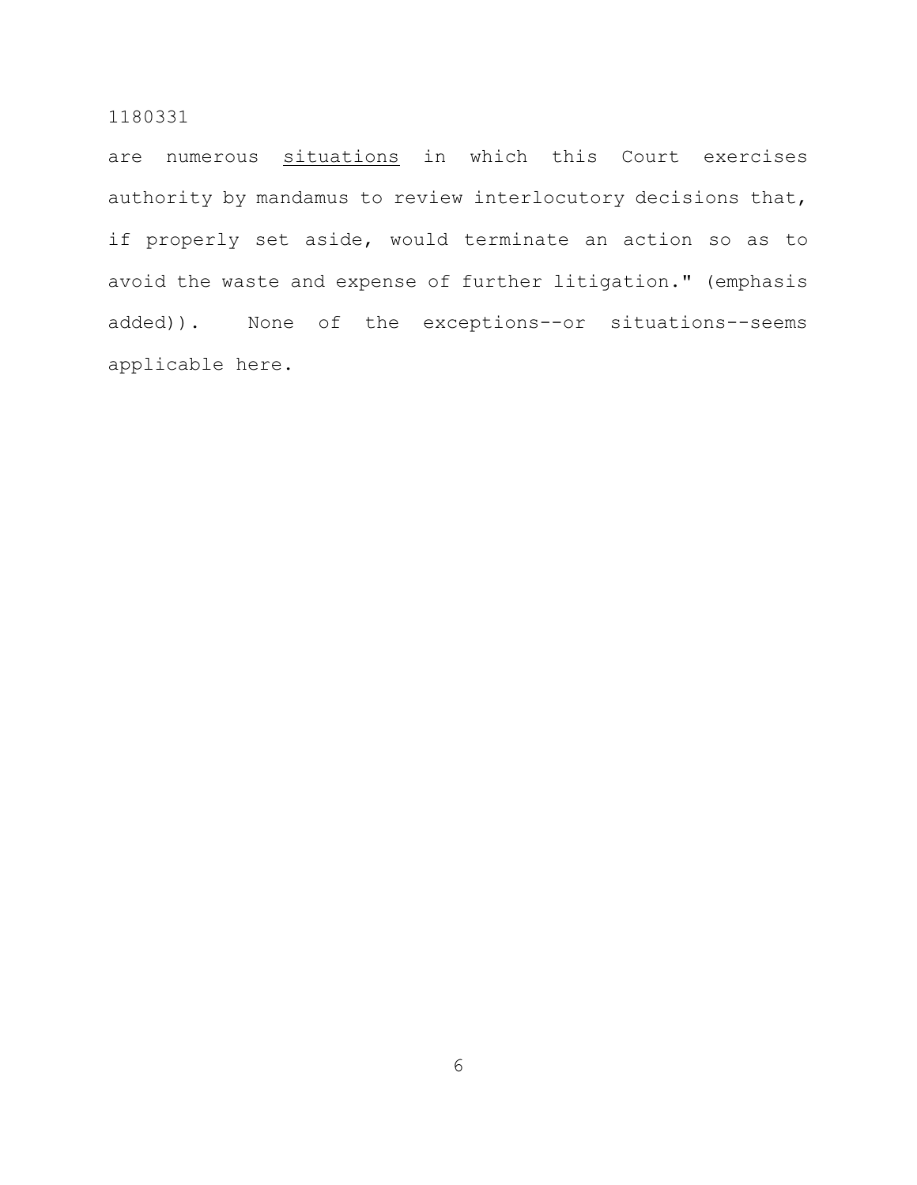are numerous <u>situations</u> in which this Court exercises authority by mandamus to review interlocutory decisions that, if properly set aside, would terminate an action so as to avoid the waste and expense of further litigation." (emphasis added)). None of the exceptions--or situations--seems applicable here.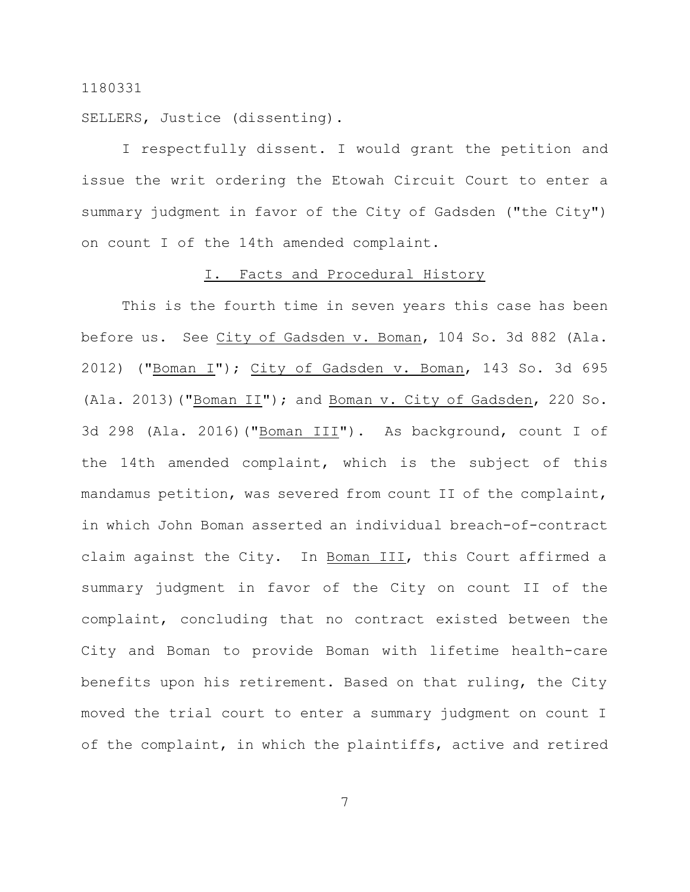1180331

SELLERS, Justice (dissenting).

I respectfully dissent. I would grant the petition and issue the writ ordering the Etowah Circuit Court to enter a summary judgment in favor of the City of Gadsden ("the City") on count I of the 14th amended complaint.

## I. Facts and Procedural History

This is the fourth time in seven years this case has been before us. See City of Gadsden v. Boman, 104 So. 3d 882 (Ala. 2012) ("Boman I"); City of Gadsden v. Boman, 143 So. 3d 695 (Ala. 2013)("Boman II"); and Boman v. City of Gadsden, 220 So. 3d 298 (Ala. 2016)("Boman III"). As background, count I of the 14th amended complaint, which is the subject of this mandamus petition, was severed from count II of the complaint, in which John Boman asserted an individual breach-of-contract claim against the City. In Boman III, this Court affirmed a summary judgment in favor of the City on count II of the complaint, concluding that no contract existed between the City and Boman to provide Boman with lifetime health-care benefits upon his retirement. Based on that ruling, the City moved the trial court to enter a summary judgment on count I of the complaint, in which the plaintiffs, active and retired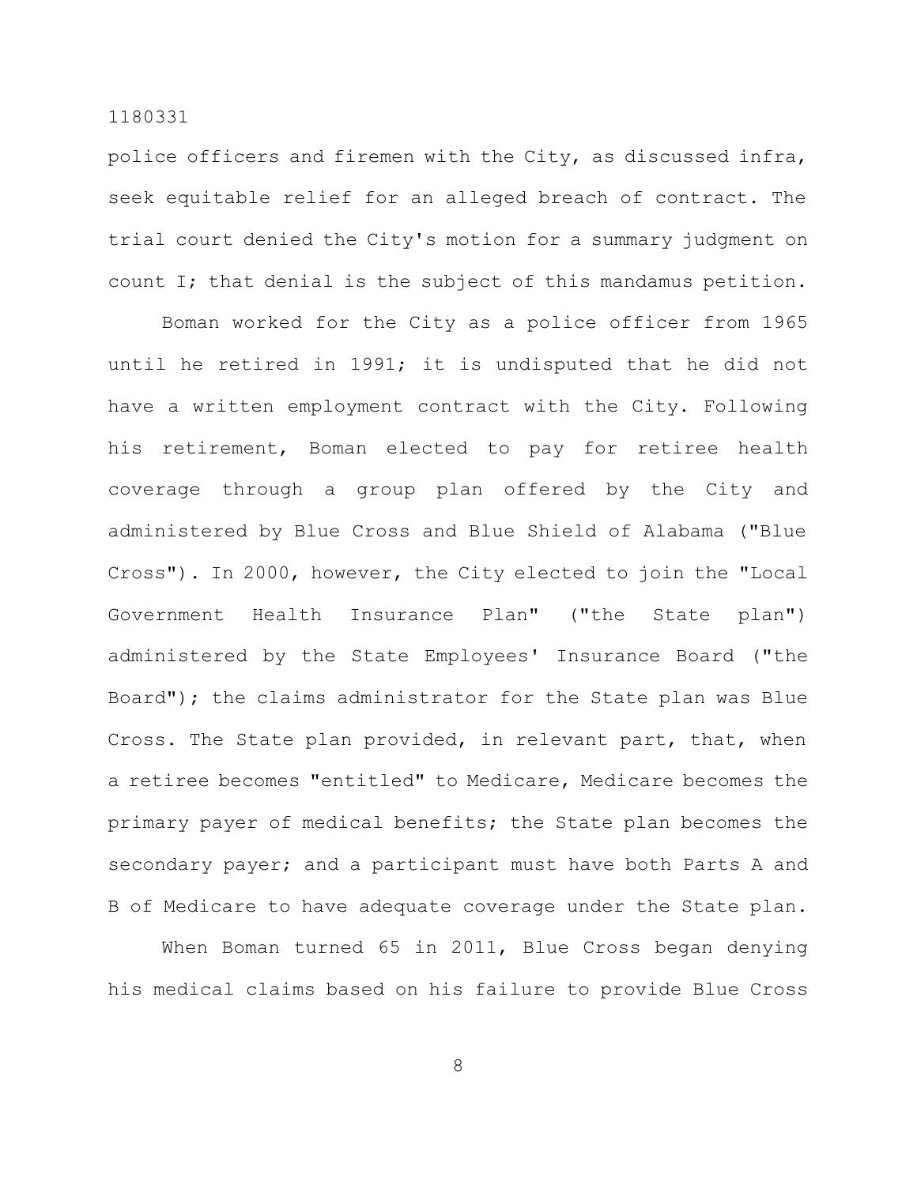police officers and firemen with the City, as discussed infra, seek equitable relief for an alleged breach of contract. The trial court denied the City's motion for a summary judgment on count I; that denial is the subject of this mandamus petition.

Boman worked for the City as a police officer from 1965 until he retired in 1991; it is undisputed that he did not have a written employment contract with the City. Following his retirement, Boman elected to pay for retiree health coverage through a group plan offered by the City and administered by Blue Cross and Blue Shield of Alabama ("Blue Cross"). In 2000, however, the City elected to join the "Local Government Health Insurance Plan" ("the State plan") administered by the State Employees' Insurance Board ("the Board"); the claims administrator for the State plan was Blue Cross. The State plan provided, in relevant part, that, when a retiree becomes "entitled" to Medicare, Medicare becomes the primary payer of medical benefits; the State plan becomes the secondary payer; and a participant must have both Parts A and B of Medicare to have adequate coverage under the State plan.

When Boman turned 65 in 2011, Blue Cross began denying his medical claims based on his failure to provide Blue Cross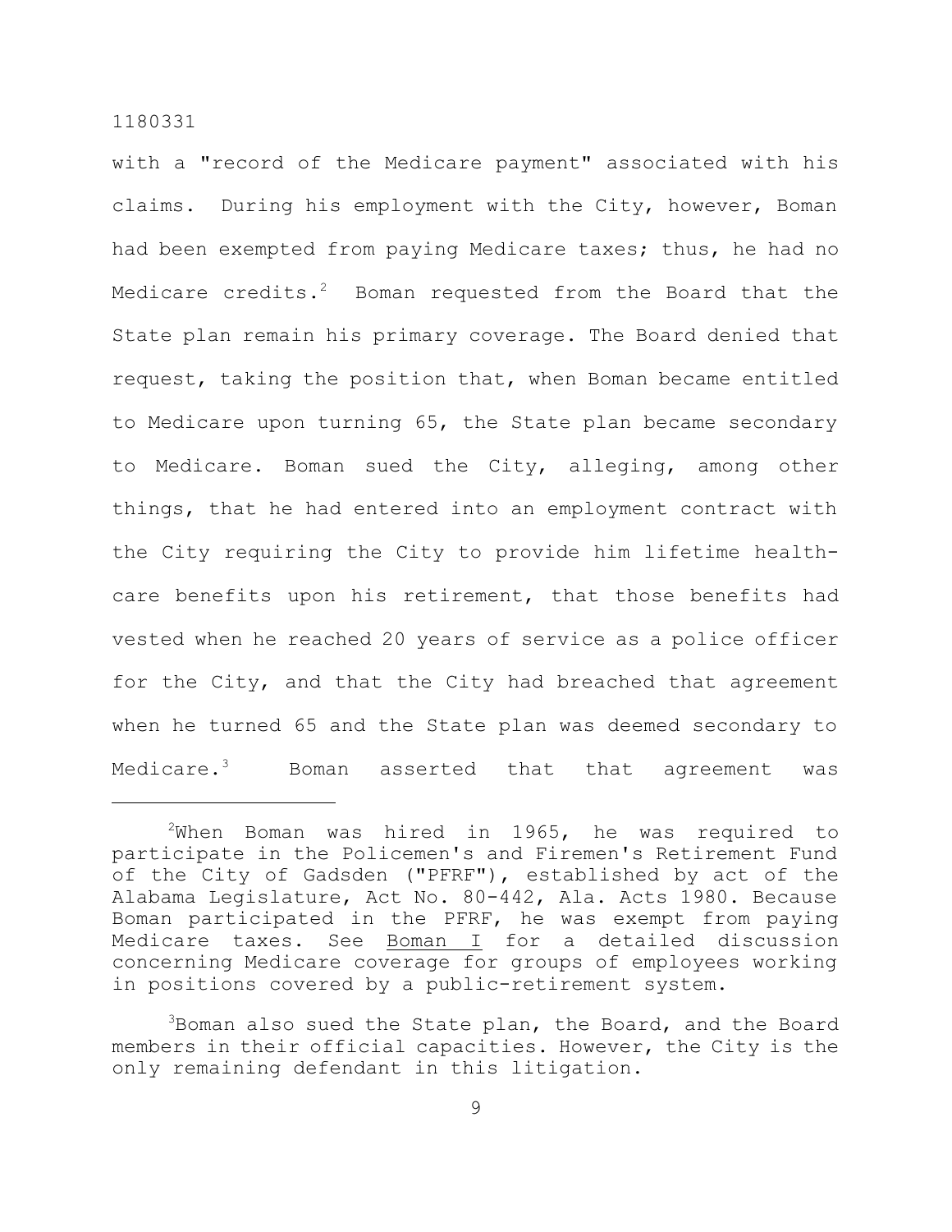with a "record of the Medicare payment" associated with his claims. During his employment with the City, however, Boman had been exempted from paying Medicare taxes; thus, he had no Medicare credits.[2] Boman requested from the Board that the State plan remain his primary coverage. The Board denied that request, taking the position that, when Boman became entitled to Medicare upon turning 65, the State plan became secondary to Medicare. Boman sued the City, alleging, among other things, that he had entered into an employment contract with the City requiring the City to provide him lifetime health-care benefits upon his retirement, that those benefits had vested when he reached 20 years of service as a police officer for the City, and that the City had breached that agreement when he turned 65 and the State plan was deemed secondary to Medicare.[3] Boman asserted that that agreement was

---

[2]When Boman was hired in 1965, he was required to participate in the Policemen's and Firemen's Retirement Fund of the City of Gadsden ("PFRF"), established by act of the Alabama Legislature, Act No. 80-442, Ala. Acts 1980. Because Boman participated in the PFRF, he was exempt from paying Medicare taxes. See Boman I for a detailed discussion concerning Medicare coverage for groups of employees working in positions covered by a public-retirement system.

[3]Boman also sued the State plan, the Board, and the Board members in their official capacities. However, the City is the only remaining defendant in this litigation.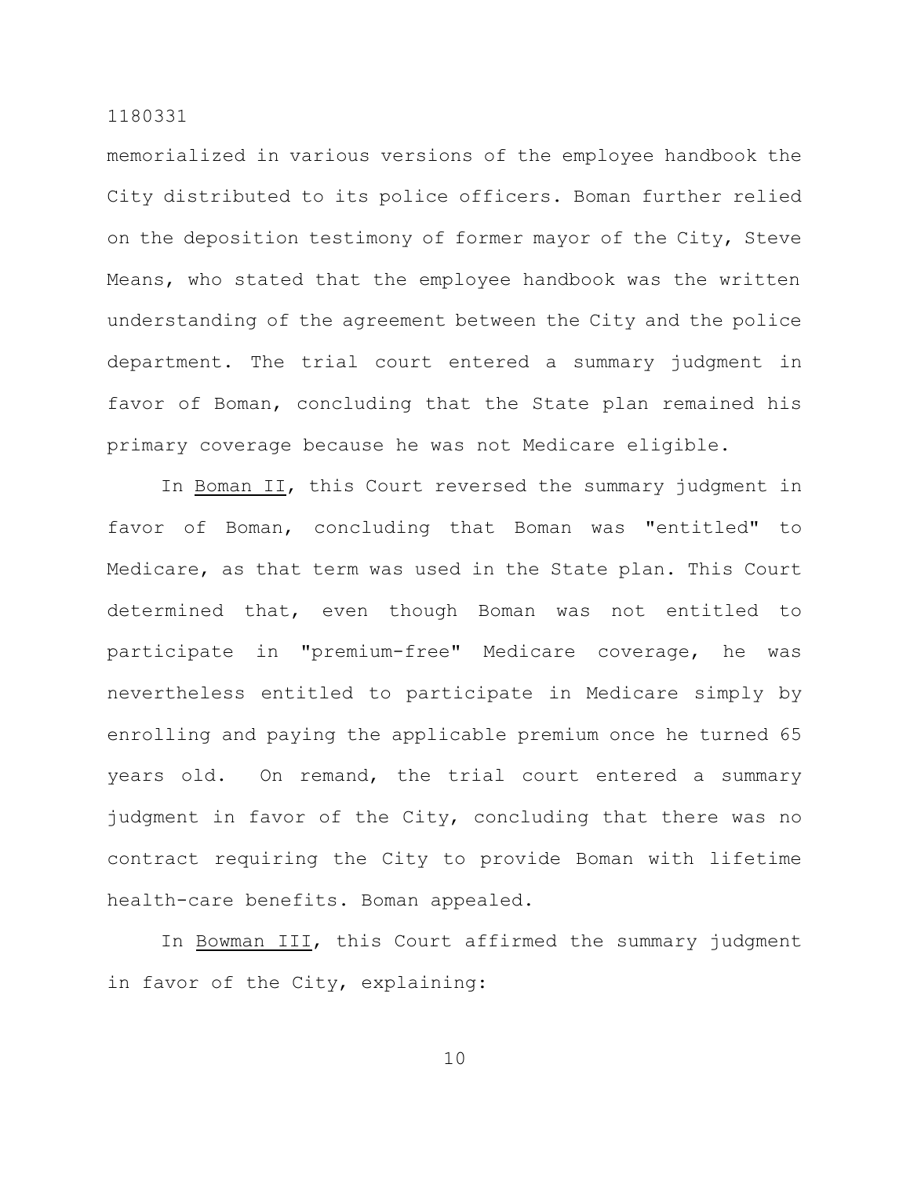memorialized in various versions of the employee handbook the City distributed to its police officers. Boman further relied on the deposition testimony of former mayor of the City, Steve Means, who stated that the employee handbook was the written understanding of the agreement between the City and the police department. The trial court entered a summary judgment in favor of Boman, concluding that the State plan remained his primary coverage because he was not Medicare eligible.

In Boman II, this Court reversed the summary judgment in favor of Boman, concluding that Boman was "entitled" to Medicare, as that term was used in the State plan. This Court determined that, even though Boman was not entitled to participate in "premium-free" Medicare coverage, he was nevertheless entitled to participate in Medicare simply by enrolling and paying the applicable premium once he turned 65 years old. On remand, the trial court entered a summary judgment in favor of the City, concluding that there was no contract requiring the City to provide Boman with lifetime health-care benefits. Boman appealed.

In Bowman III, this Court affirmed the summary judgment in favor of the City, explaining: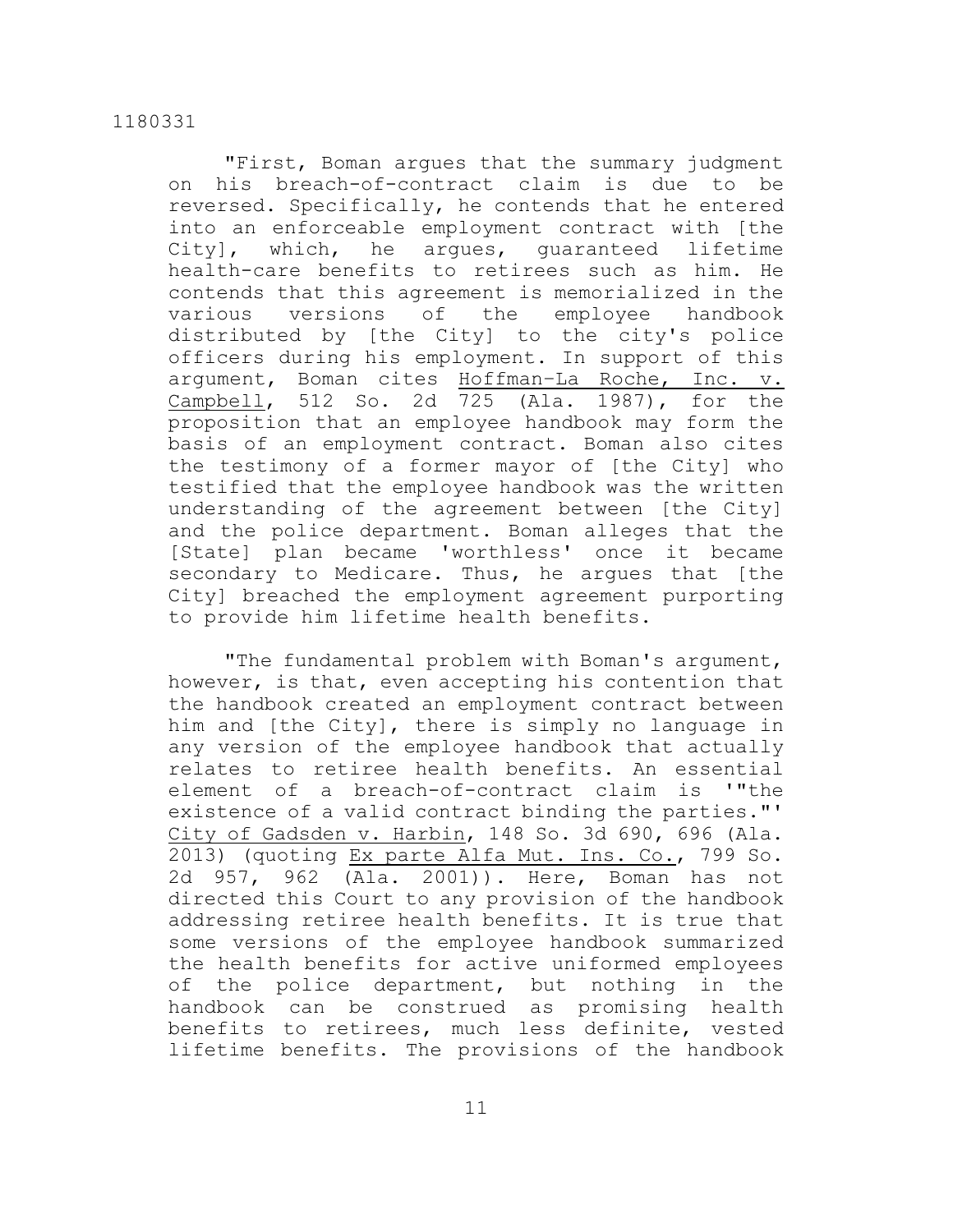"First, Boman argues that the summary judgment on his breach-of-contract claim is due to be reversed. Specifically, he contends that he entered into an enforceable employment contract with [the City], which, he argues, guaranteed lifetime health-care benefits to retirees such as him. He contends that this agreement is memorialized in the various versions of the employee handbook distributed by [the City] to the city's police officers during his employment. In support of this argument, Boman cites Hoffman–La Roche, Inc. v. Campbell, 512 So. 2d 725 (Ala. 1987), for the proposition that an employee handbook may form the basis of an employment contract. Boman also cites the testimony of a former mayor of [the City] who testified that the employee handbook was the written understanding of the agreement between [the City] and the police department. Boman alleges that the [State] plan became 'worthless' once it became secondary to Medicare. Thus, he argues that [the City] breached the employment agreement purporting to provide him lifetime health benefits.

"The fundamental problem with Boman's argument, however, is that, even accepting his contention that the handbook created an employment contract between him and [the City], there is simply no language in any version of the employee handbook that actually relates to retiree health benefits. An essential element of a breach-of-contract claim is '"the existence of a valid contract binding the parties."' City of Gadsden v. Harbin, 148 So. 3d 690, 696 (Ala. 2013) (quoting Ex parte Alfa Mut. Ins. Co., 799 So. 2d 957, 962 (Ala. 2001)). Here, Boman has not directed this Court to any provision of the handbook addressing retiree health benefits. It is true that some versions of the employee handbook summarized the health benefits for active uniformed employees of the police department, but nothing in the handbook can be construed as promising health benefits to retirees, much less definite, vested lifetime benefits. The provisions of the handbook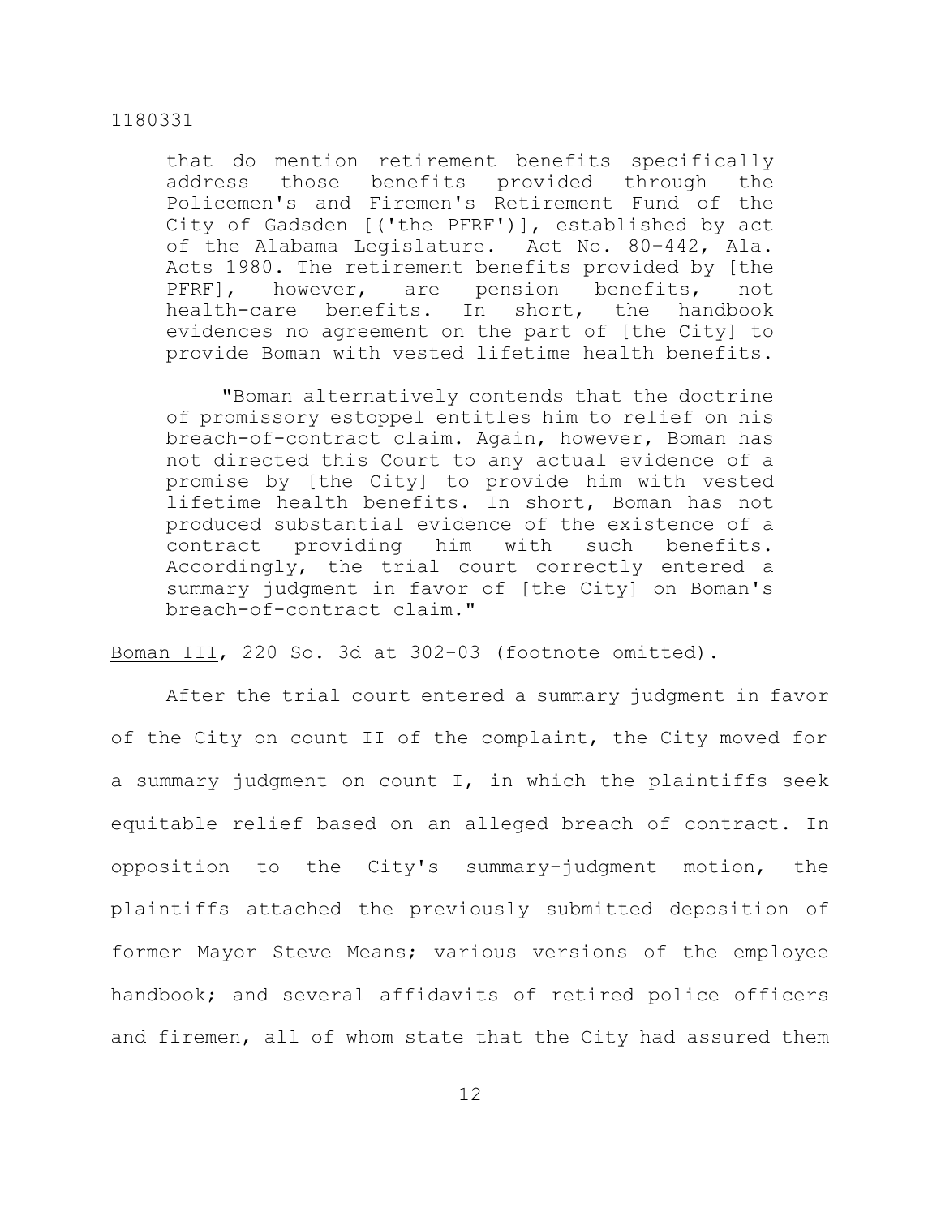> that do mention retirement benefits specifically address those benefits provided through the Policemen's and Firemen's Retirement Fund of the City of Gadsden [('the PFRF')], established by act of the Alabama Legislature. Act No. 80-442, Ala. Acts 1980. The retirement benefits provided by [the PFRF], however, are pension benefits, not health-care benefits. In short, the handbook evidences no agreement on the part of [the City] to provide Boman with vested lifetime health benefits.
>
> "Boman alternatively contends that the doctrine of promissory estoppel entitles him to relief on his breach-of-contract claim. Again, however, Boman has not directed this Court to any actual evidence of a promise by [the City] to provide him with vested lifetime health benefits. In short, Boman has not produced substantial evidence of the existence of a contract providing him with such benefits. Accordingly, the trial court correctly entered a summary judgment in favor of [the City] on Boman's breach-of-contract claim."

Boman III, 220 So. 3d at 302-03 (footnote omitted).

After the trial court entered a summary judgment in favor of the City on count II of the complaint, the City moved for a summary judgment on count I, in which the plaintiffs seek equitable relief based on an alleged breach of contract. In opposition to the City's summary-judgment motion, the plaintiffs attached the previously submitted deposition of former Mayor Steve Means; various versions of the employee handbook; and several affidavits of retired police officers and firemen, all of whom state that the City had assured them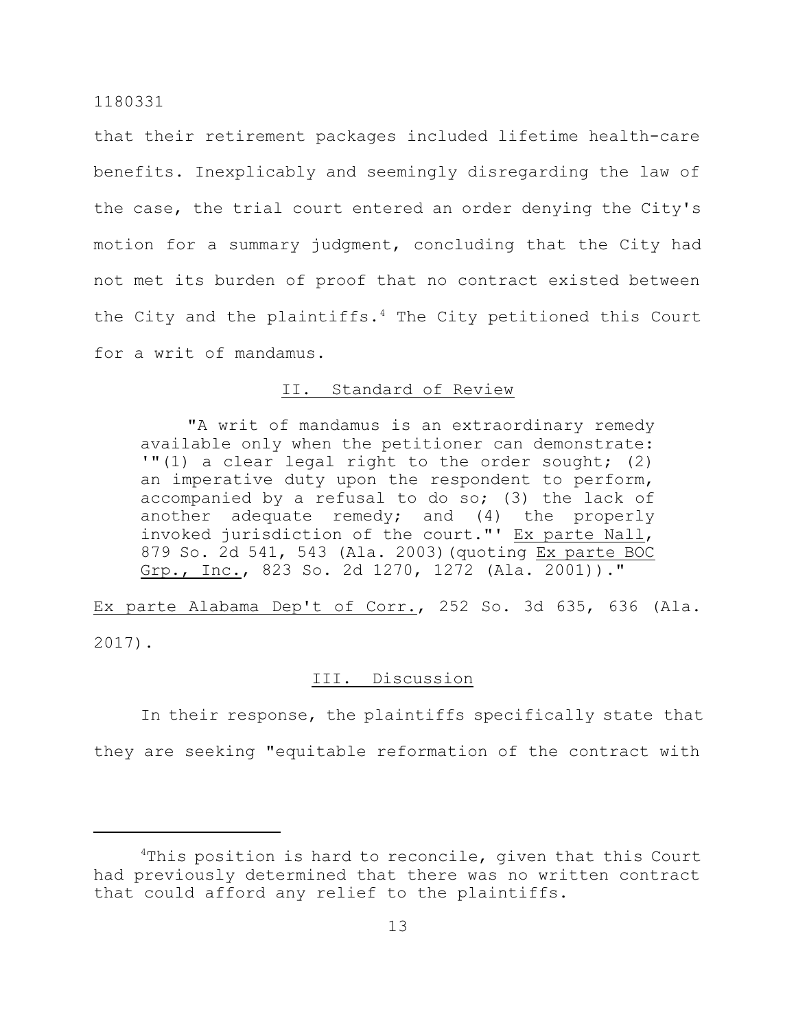that their retirement packages included lifetime health-care benefits. Inexplicably and seemingly disregarding the law of the case, the trial court entered an order denying the City's motion for a summary judgment, concluding that the City had not met its burden of proof that no contract existed between the City and the plaintiffs.[4] The City petitioned this Court for a writ of mandamus.

## II. Standard of Review

> "A writ of mandamus is an extraordinary remedy available only when the petitioner can demonstrate: '"(1) a clear legal right to the order sought; (2) an imperative duty upon the respondent to perform, accompanied by a refusal to do so; (3) the lack of another adequate remedy; and (4) the properly invoked jurisdiction of the court."' Ex parte Nall, 879 So. 2d 541, 543 (Ala. 2003)(quoting Ex parte BOC Grp., Inc., 823 So. 2d 1270, 1272 (Ala. 2001))."

Ex parte Alabama Dep't of Corr., 252 So. 3d 635, 636 (Ala. 2017).

## III. Discussion

In their response, the plaintiffs specifically state that they are seeking "equitable reformation of the contract with

---

[4]This position is hard to reconcile, given that this Court had previously determined that there was no written contract that could afford any relief to the plaintiffs.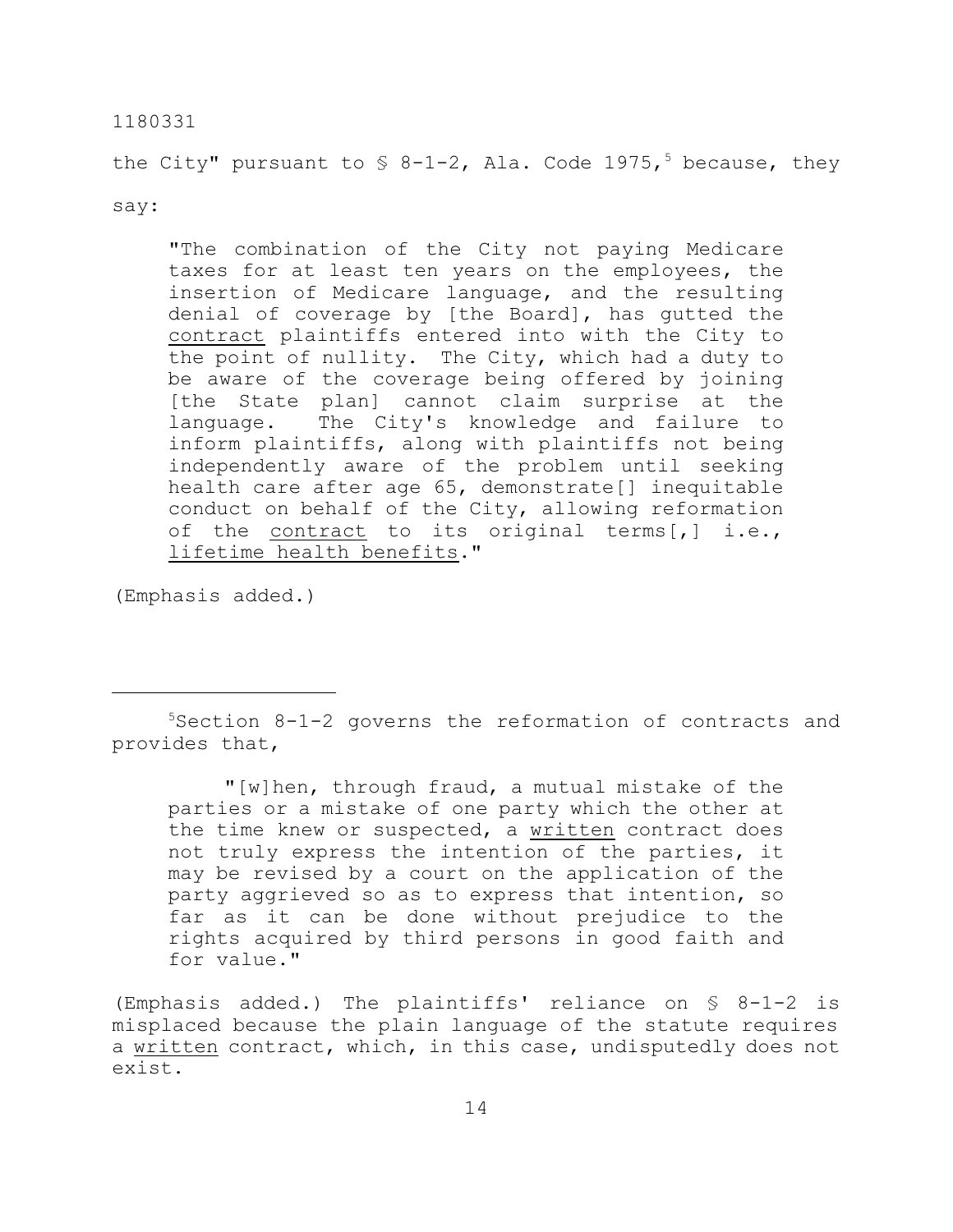the City" pursuant to § 8-1-2, Ala. Code 1975,[5] because, they say:

> "The combination of the City not paying Medicare taxes for at least ten years on the employees, the insertion of Medicare language, and the resulting denial of coverage by [the Board], has gutted the <u>contract</u> plaintiffs entered into with the City to the point of nullity. The City, which had a duty to be aware of the coverage being offered by joining [the State plan] cannot claim surprise at the language. The City's knowledge and failure to inform plaintiffs, along with plaintiffs not being independently aware of the problem until seeking health care after age 65, demonstrate[] inequitable conduct on behalf of the City, allowing reformation of the <u>contract</u> to its original terms[,] i.e., <u>lifetime health benefits</u>."

(Emphasis added.)

---

[5]Section 8-1-2 governs the reformation of contracts and provides that,

> "[w]hen, through fraud, a mutual mistake of the parties or a mistake of one party which the other at the time knew or suspected, a <u>written</u> contract does not truly express the intention of the parties, it may be revised by a court on the application of the party aggrieved so as to express that intention, so far as it can be done without prejudice to the rights acquired by third persons in good faith and for value."

(Emphasis added.) The plaintiffs' reliance on § 8-1-2 is misplaced because the plain language of the statute requires a <u>written</u> contract, which, in this case, undisputedly does not exist.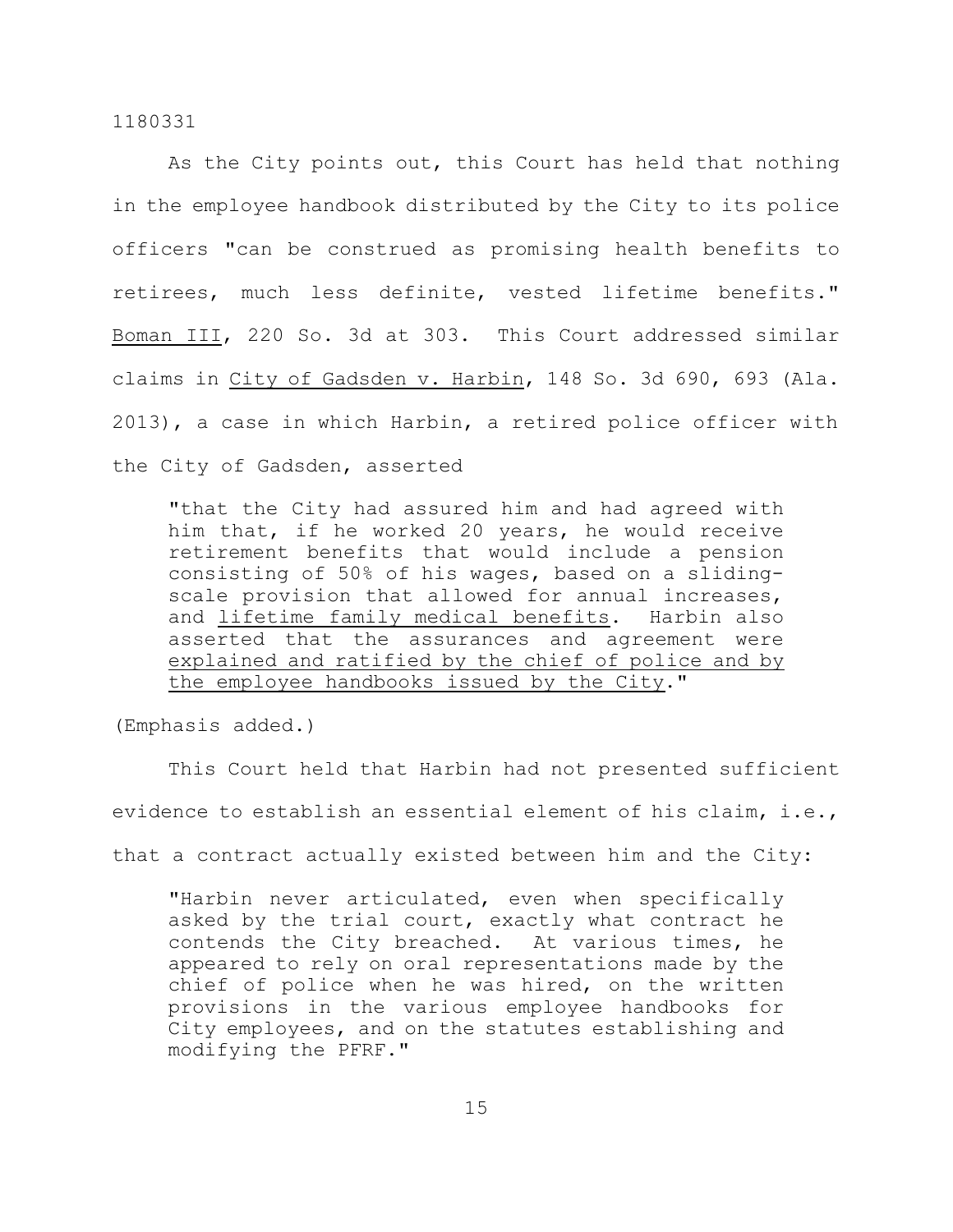As the City points out, this Court has held that nothing in the employee handbook distributed by the City to its police officers "can be construed as promising health benefits to retirees, much less definite, vested lifetime benefits." Boman III, 220 So. 3d at 303. This Court addressed similar claims in City of Gadsden v. Harbin, 148 So. 3d 690, 693 (Ala. 2013), a case in which Harbin, a retired police officer with the City of Gadsden, asserted

> "that the City had assured him and had agreed with him that, if he worked 20 years, he would receive retirement benefits that would include a pension consisting of 50% of his wages, based on a sliding-scale provision that allowed for annual increases, and lifetime family medical benefits. Harbin also asserted that the assurances and agreement were explained and ratified by the chief of police and by the employee handbooks issued by the City."

(Emphasis added.)

This Court held that Harbin had not presented sufficient evidence to establish an essential element of his claim, i.e., that a contract actually existed between him and the City:

> "Harbin never articulated, even when specifically asked by the trial court, exactly what contract he contends the City breached. At various times, he appeared to rely on oral representations made by the chief of police when he was hired, on the written provisions in the various employee handbooks for City employees, and on the statutes establishing and modifying the PFRF."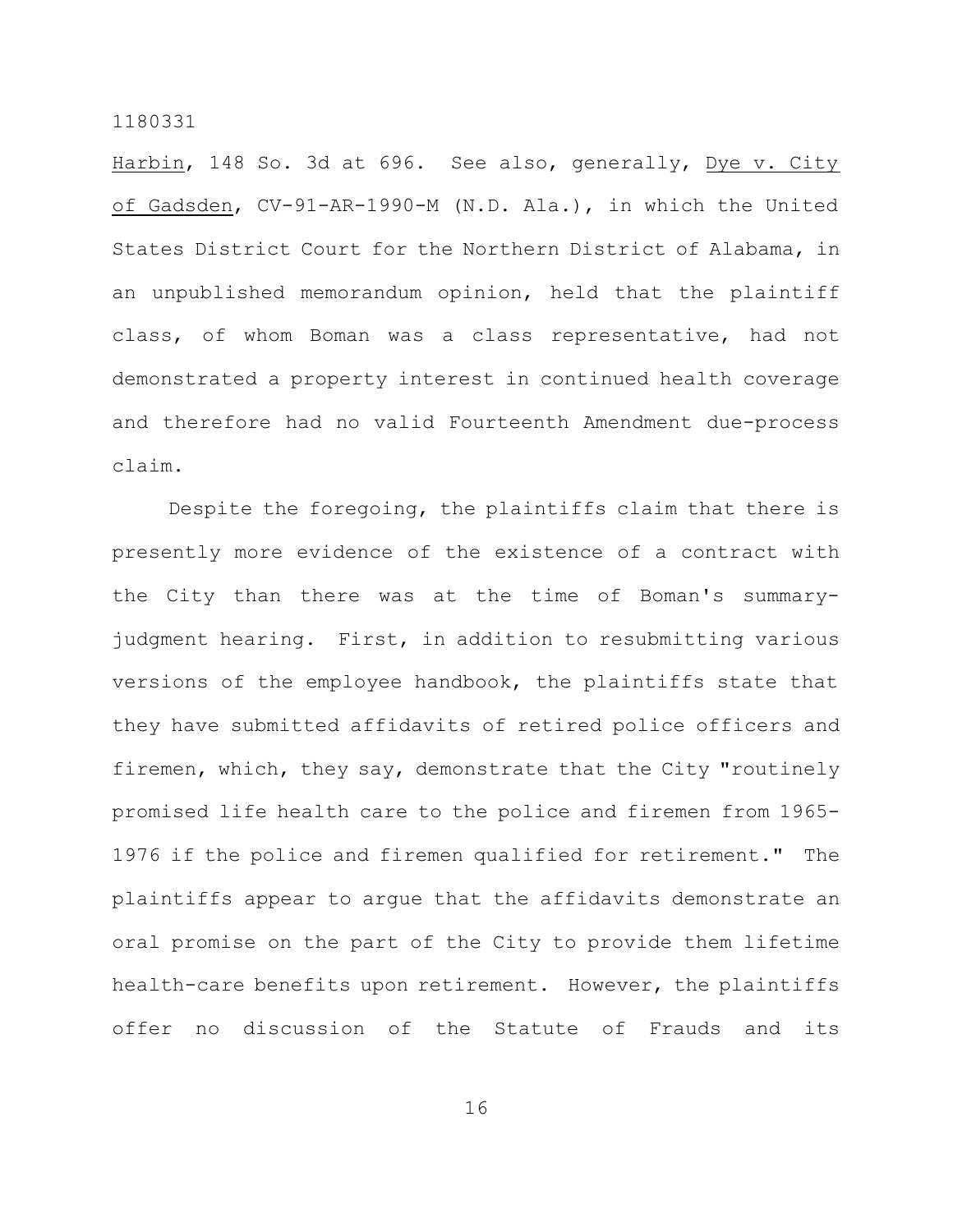Harbin, 148 So. 3d at 696. See also, generally, Dye v. City of Gadsden, CV-91-AR-1990-M (N.D. Ala.), in which the United States District Court for the Northern District of Alabama, in an unpublished memorandum opinion, held that the plaintiff class, of whom Boman was a class representative, had not demonstrated a property interest in continued health coverage and therefore had no valid Fourteenth Amendment due-process claim.

Despite the foregoing, the plaintiffs claim that there is presently more evidence of the existence of a contract with the City than there was at the time of Boman's summary-judgment hearing. First, in addition to resubmitting various versions of the employee handbook, the plaintiffs state that they have submitted affidavits of retired police officers and firemen, which, they say, demonstrate that the City "routinely promised life health care to the police and firemen from 1965-1976 if the police and firemen qualified for retirement." The plaintiffs appear to argue that the affidavits demonstrate an oral promise on the part of the City to provide them lifetime health-care benefits upon retirement. However, the plaintiffs offer no discussion of the Statute of Frauds and its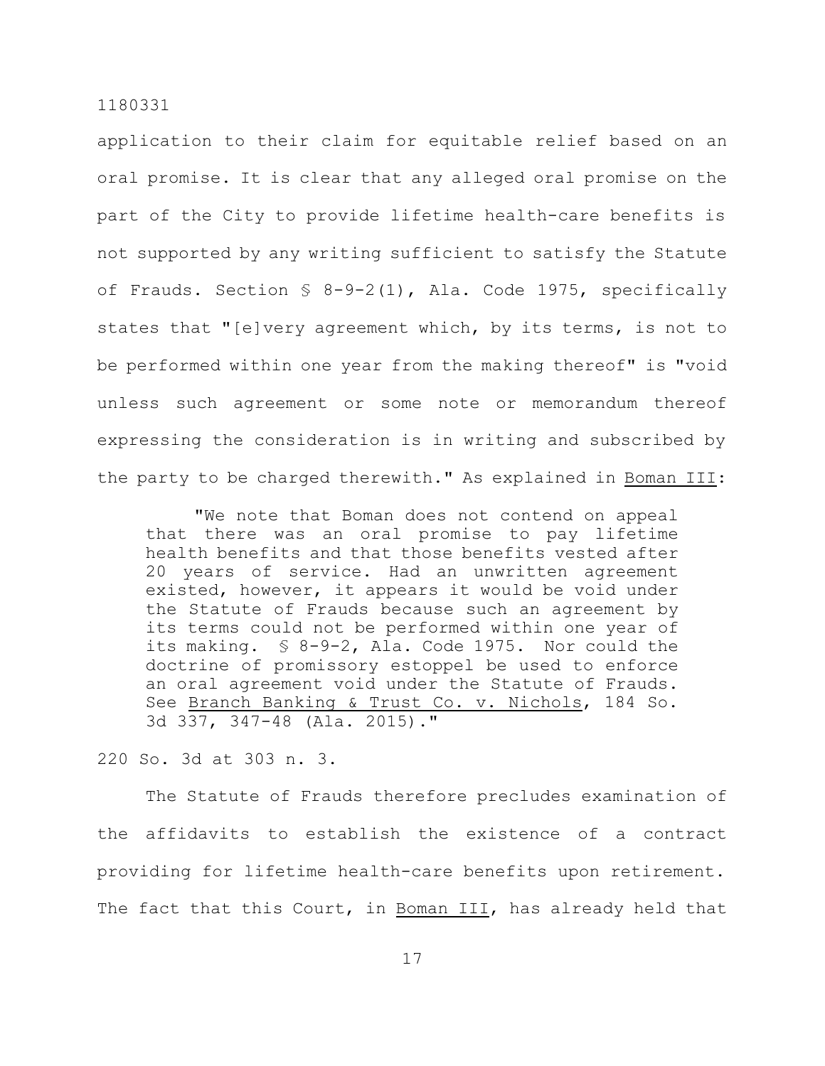application to their claim for equitable relief based on an oral promise. It is clear that any alleged oral promise on the part of the City to provide lifetime health-care benefits is not supported by any writing sufficient to satisfy the Statute of Frauds. Section § 8-9-2(1), Ala. Code 1975, specifically states that "[e]very agreement which, by its terms, is not to be performed within one year from the making thereof" is "void unless such agreement or some note or memorandum thereof expressing the consideration is in writing and subscribed by the party to be charged therewith." As explained in Boman III:

> "We note that Boman does not contend on appeal that there was an oral promise to pay lifetime health benefits and that those benefits vested after 20 years of service. Had an unwritten agreement existed, however, it appears it would be void under the Statute of Frauds because such an agreement by its terms could not be performed within one year of its making. § 8-9-2, Ala. Code 1975. Nor could the doctrine of promissory estoppel be used to enforce an oral agreement void under the Statute of Frauds. See Branch Banking & Trust Co. v. Nichols, 184 So. 3d 337, 347-48 (Ala. 2015)."

220 So. 3d at 303 n. 3.

The Statute of Frauds therefore precludes examination of the affidavits to establish the existence of a contract providing for lifetime health-care benefits upon retirement. The fact that this Court, in Boman III, has already held that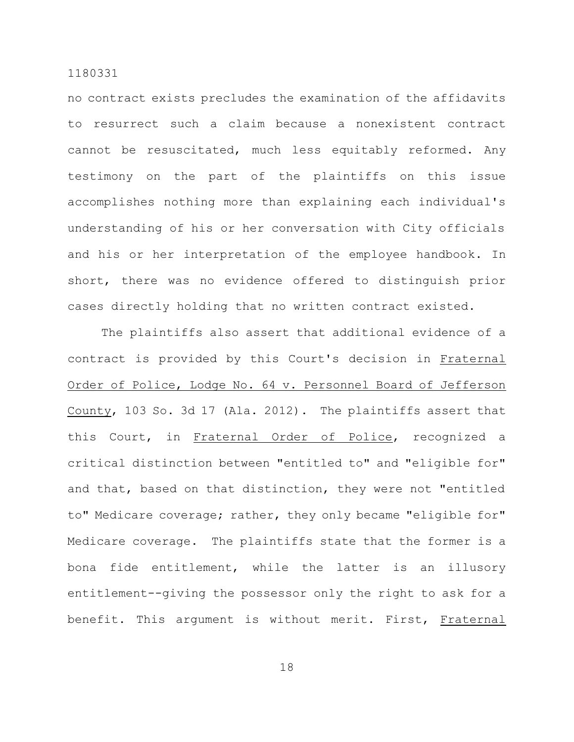no contract exists precludes the examination of the affidavits to resurrect such a claim because a nonexistent contract cannot be resuscitated, much less equitably reformed. Any testimony on the part of the plaintiffs on this issue accomplishes nothing more than explaining each individual's understanding of his or her conversation with City officials and his or her interpretation of the employee handbook. In short, there was no evidence offered to distinguish prior cases directly holding that no written contract existed.

The plaintiffs also assert that additional evidence of a contract is provided by this Court's decision in Fraternal Order of Police, Lodge No. 64 v. Personnel Board of Jefferson County, 103 So. 3d 17 (Ala. 2012). The plaintiffs assert that this Court, in Fraternal Order of Police, recognized a critical distinction between "entitled to" and "eligible for" and that, based on that distinction, they were not "entitled to" Medicare coverage; rather, they only became "eligible for" Medicare coverage. The plaintiffs state that the former is a bona fide entitlement, while the latter is an illusory entitlement--giving the possessor only the right to ask for a benefit. This argument is without merit. First, Fraternal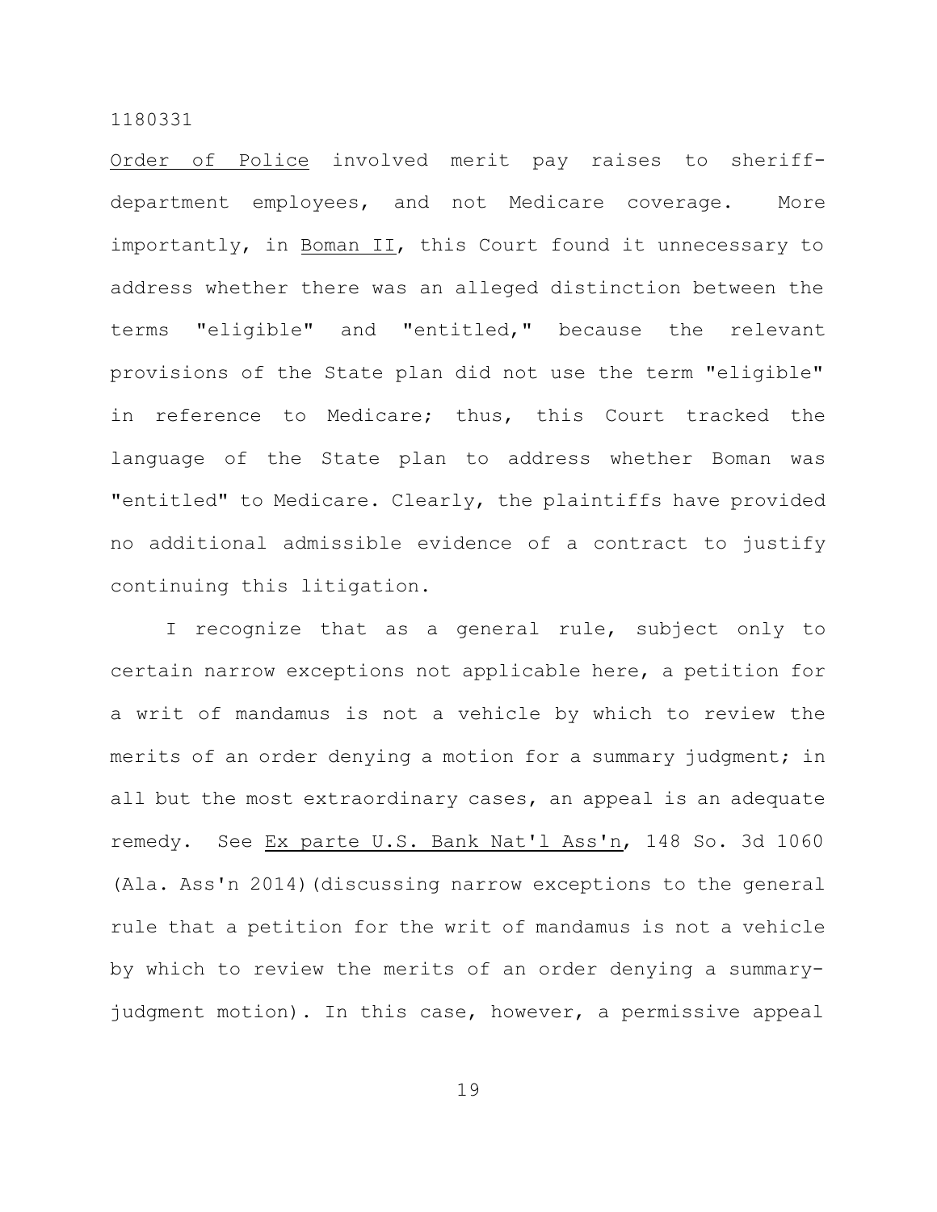Order of Police involved merit pay raises to sheriff-department employees, and not Medicare coverage. More importantly, in Boman II, this Court found it unnecessary to address whether there was an alleged distinction between the terms "eligible" and "entitled," because the relevant provisions of the State plan did not use the term "eligible" in reference to Medicare; thus, this Court tracked the language of the State plan to address whether Boman was "entitled" to Medicare. Clearly, the plaintiffs have provided no additional admissible evidence of a contract to justify continuing this litigation.

I recognize that as a general rule, subject only to certain narrow exceptions not applicable here, a petition for a writ of mandamus is not a vehicle by which to review the merits of an order denying a motion for a summary judgment; in all but the most extraordinary cases, an appeal is an adequate remedy. See Ex parte U.S. Bank Nat'l Ass'n, 148 So. 3d 1060 (Ala. Ass'n 2014)(discussing narrow exceptions to the general rule that a petition for the writ of mandamus is not a vehicle by which to review the merits of an order denying a summary-judgment motion). In this case, however, a permissive appeal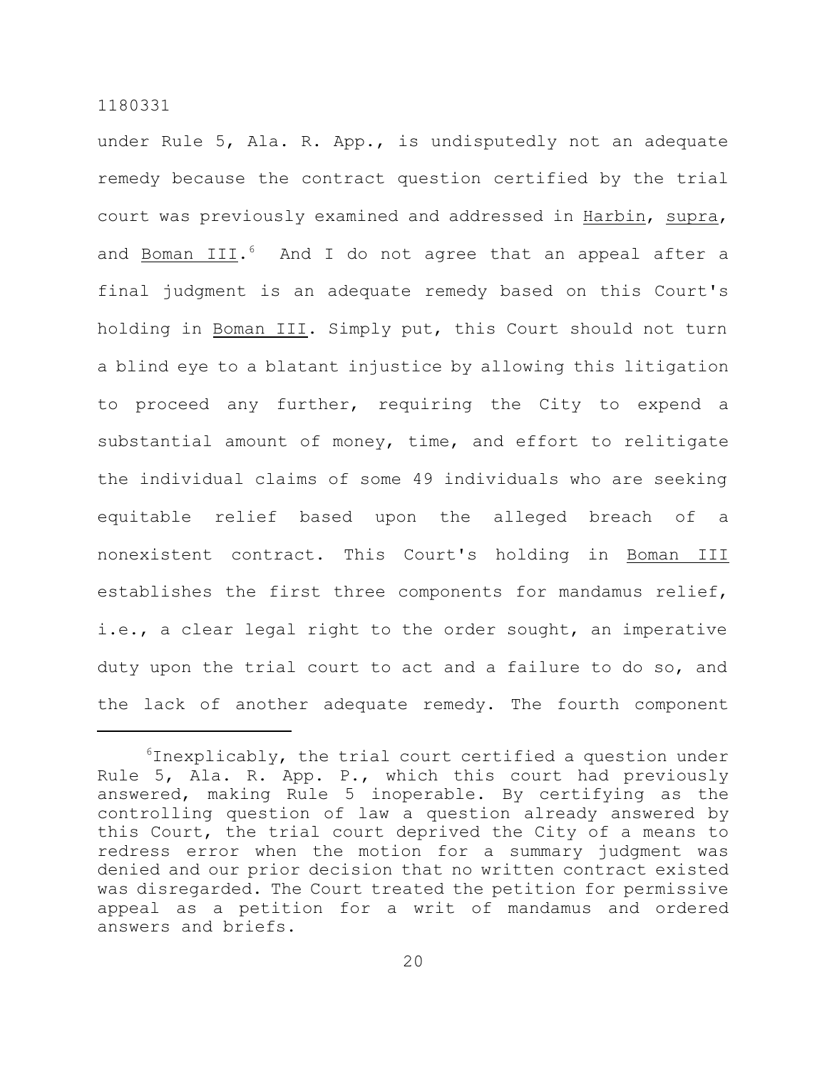under Rule 5, Ala. R. App., is undisputedly not an adequate remedy because the contract question certified by the trial court was previously examined and addressed in Harbin, supra, and Boman III.[6] And I do not agree that an appeal after a final judgment is an adequate remedy based on this Court's holding in Boman III. Simply put, this Court should not turn a blind eye to a blatant injustice by allowing this litigation to proceed any further, requiring the City to expend a substantial amount of money, time, and effort to relitigate the individual claims of some 49 individuals who are seeking equitable relief based upon the alleged breach of a nonexistent contract. This Court's holding in Boman III establishes the first three components for mandamus relief, i.e., a clear legal right to the order sought, an imperative duty upon the trial court to act and a failure to do so, and the lack of another adequate remedy. The fourth component

---

[6]Inexplicably, the trial court certified a question under Rule 5, Ala. R. App. P., which this court had previously answered, making Rule 5 inoperable. By certifying as the controlling question of law a question already answered by this Court, the trial court deprived the City of a means to redress error when the motion for a summary judgment was denied and our prior decision that no written contract existed was disregarded. The Court treated the petition for permissive appeal as a petition for a writ of mandamus and ordered answers and briefs.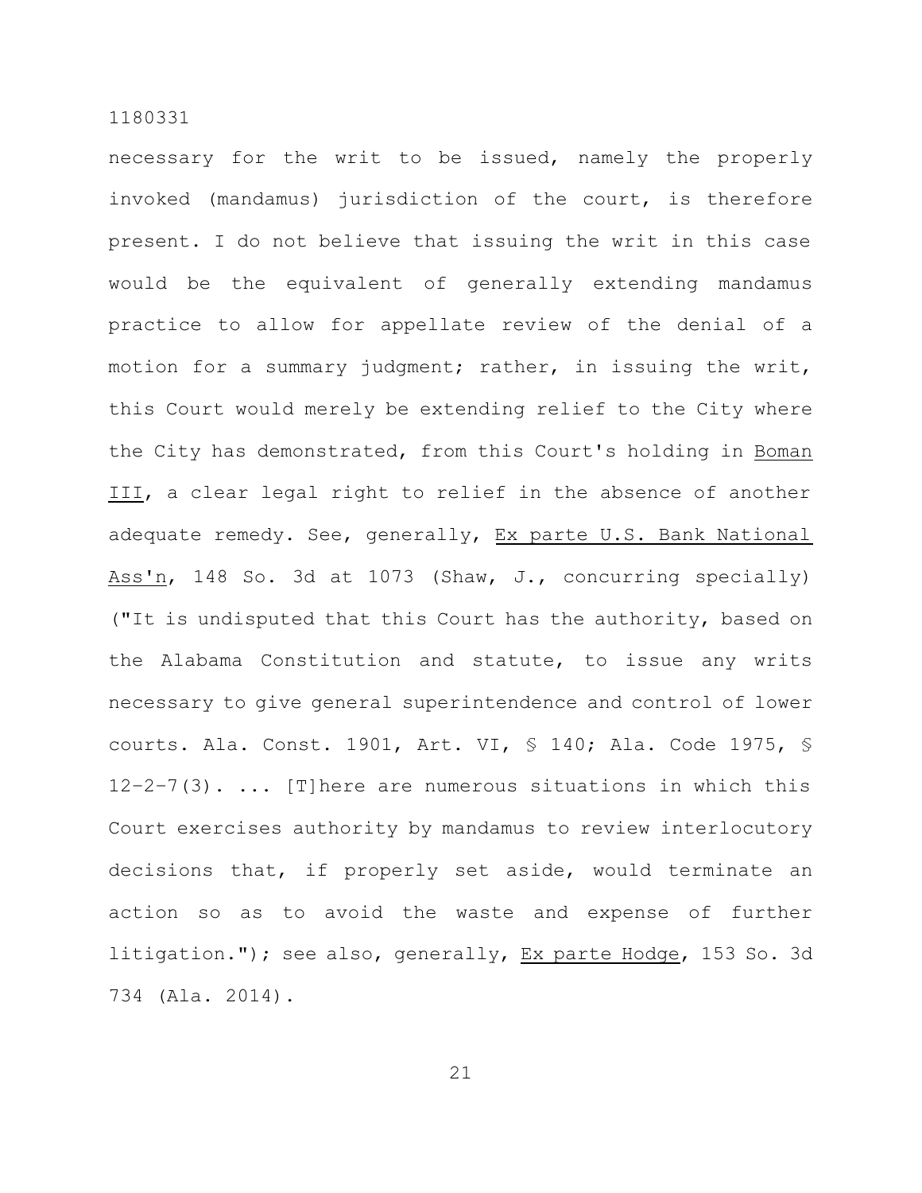necessary for the writ to be issued, namely the properly invoked (mandamus) jurisdiction of the court, is therefore present. I do not believe that issuing the writ in this case would be the equivalent of generally extending mandamus practice to allow for appellate review of the denial of a motion for a summary judgment; rather, in issuing the writ, this Court would merely be extending relief to the City where the City has demonstrated, from this Court's holding in Boman III, a clear legal right to relief in the absence of another adequate remedy. See, generally, Ex parte U.S. Bank National Ass'n, 148 So. 3d at 1073 (Shaw, J., concurring specially) ("It is undisputed that this Court has the authority, based on the Alabama Constitution and statute, to issue any writs necessary to give general superintendence and control of lower courts. Ala. Const. 1901, Art. VI, § 140; Ala. Code 1975, § 12-2-7(3). ... [T]here are numerous situations in which this Court exercises authority by mandamus to review interlocutory decisions that, if properly set aside, would terminate an action so as to avoid the waste and expense of further litigation."); see also, generally, Ex parte Hodge, 153 So. 3d 734 (Ala. 2014).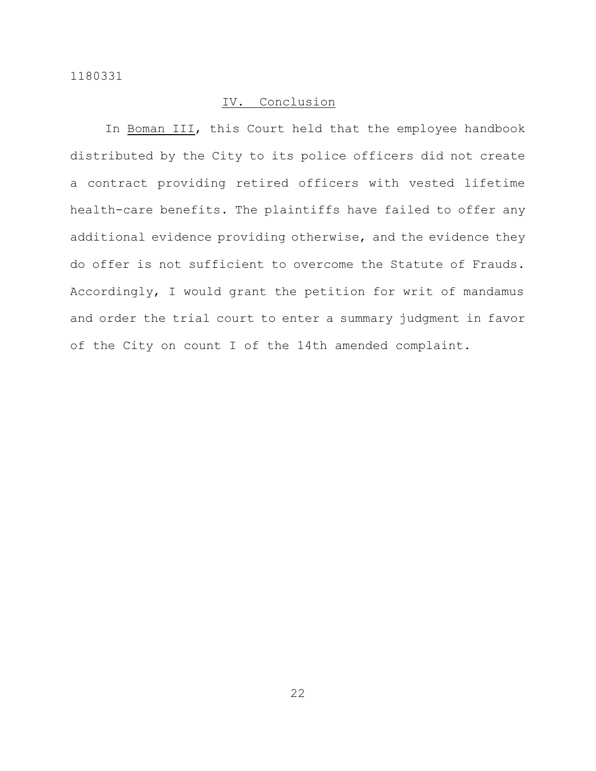## IV. Conclusion

In Boman III, this Court held that the employee handbook distributed by the City to its police officers did not create a contract providing retired officers with vested lifetime health-care benefits. The plaintiffs have failed to offer any additional evidence providing otherwise, and the evidence they do offer is not sufficient to overcome the Statute of Frauds. Accordingly, I would grant the petition for writ of mandamus and order the trial court to enter a summary judgment in favor of the City on count I of the 14th amended complaint.